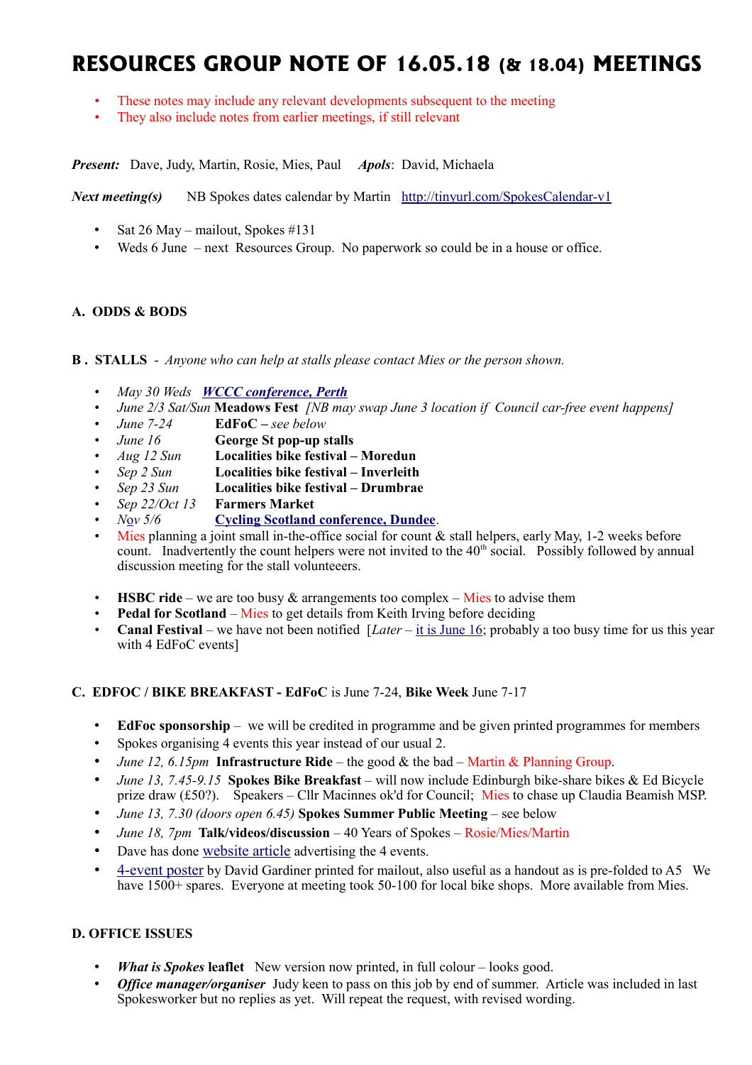# RESOURCES GROUP NOTE OF 16.05.18 (& 18.04) MEETINGS

- These notes may include any relevant developments subsequent to the meeting
- They also include notes from earlier meetings, if still relevant

***Present:*** Dave, Judy, Martin, Rosie, Mies, Paul ***Apols***: David, Michaela

***Next meeting(s)*** NB Spokes dates calendar by Martin http://tinyurl.com/SpokesCalendar-v1

- Sat 26 May – mailout, Spokes #131
- Weds 6 June – next Resources Group. No paperwork so could be in a house or office.

## A. ODDS & BODS

## B . STALLS - *Anyone who can help at stalls please contact Mies or the person shown.*

- *May 30 Weds* ***WCCC conference, Perth***
- *June 2/3 Sat/Sun* **Meadows Fest** *[NB may swap June 3 location if Council car-free event happens]*
- *June 7-24* **EdFoC** – *see below*
- *June 16* **George St pop-up stalls**
- *Aug 12 Sun* **Localities bike festival – Moredun**
- *Sep 2 Sun* **Localities bike festival – Inverleith**
- *Sep 23 Sun* **Localities bike festival – Drumbrae**
- *Sep 22/Oct 13* **Farmers Market**
- *Nov 5/6* **Cycling Scotland conference, Dundee**.
- Mies planning a joint small in-the-office social for count & stall helpers, early May, 1-2 weeks before count. Inadvertently the count helpers were not invited to the 40th social. Possibly followed by annual discussion meeting for the stall volunteeers.

- **HSBC ride** – we are too busy & arrangements too complex – Mies to advise them
- **Pedal for Scotland** – Mies to get details from Keith Irving before deciding
- **Canal Festival** – we have not been notified [*Later* – it is June 16; probably a too busy time for us this year with 4 EdFoC events]

## C. EDFOC / BIKE BREAKFAST - EdFoC is June 7-24, Bike Week June 7-17

- **EdFoc sponsorship** – we will be credited in programme and be given printed programmes for members
- Spokes organising 4 events this year instead of our usual 2.
- *June 12, 6.15pm* **Infrastructure Ride** – the good & the bad – Martin & Planning Group.
- *June 13, 7.45-9.15* **Spokes Bike Breakfast** – will now include Edinburgh bike-share bikes & Ed Bicycle prize draw (£50?). Speakers – Cllr Macinnes ok'd for Council; Mies to chase up Claudia Beamish MSP.
- *June 13, 7.30 (doors open 6.45)* **Spokes Summer Public Meeting** – see below
- *June 18, 7pm* **Talk/videos/discussion** – 40 Years of Spokes – Rosie/Mies/Martin
- Dave has done website article advertising the 4 events.
- 4-event poster by David Gardiner printed for mailout, also useful as a handout as is pre-folded to A5 We have 1500+ spares. Everyone at meeting took 50-100 for local bike shops. More available from Mies.

## D. OFFICE ISSUES

- ***What is Spokes* leaflet** New version now printed, in full colour – looks good.
- ***Office manager/organiser*** Judy keen to pass on this job by end of summer. Article was included in last Spokesworker but no replies as yet. Will repeat the request, with revised wording.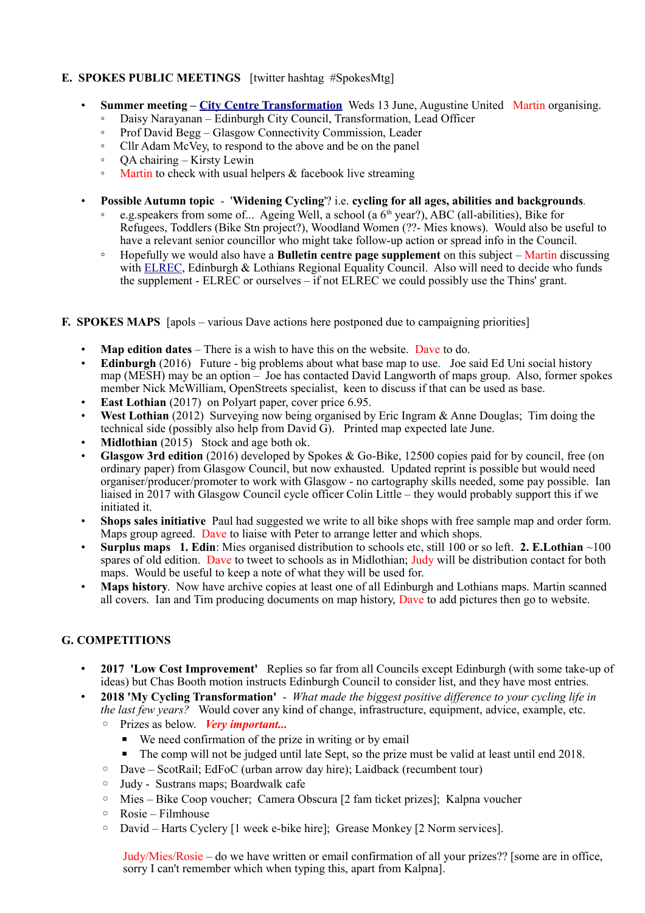## E. SPOKES PUBLIC MEETINGS [twitter hashtag #SpokesMtg]

- **Summer meeting – City Centre Transformation** Weds 13 June, Augustine United Martin organising.
  - Daisy Narayanan – Edinburgh City Council, Transformation, Lead Officer
  - Prof David Begg – Glasgow Connectivity Commission, Leader
  - Cllr Adam McVey, to respond to the above and be on the panel
  - QA chairing – Kirsty Lewin
  - Martin to check with usual helpers & facebook live streaming

- **Possible Autumn topic** - '**Widening Cycling**'? i.e. **cycling for all ages, abilities and backgrounds**.
  - e.g.speakers from some of... Ageing Well, a school (a 6th year?), ABC (all-abilities), Bike for Refugees, Toddlers (Bike Stn project?), Woodland Women (??- Mies knows). Would also be useful to have a relevant senior councillor who might take follow-up action or spread info in the Council.
  - Hopefully we would also have a **Bulletin centre page supplement** on this subject – Martin discussing with ELREC, Edinburgh & Lothians Regional Equality Council. Also will need to decide who funds the supplement - ELREC or ourselves – if not ELREC we could possibly use the Thins' grant.

## F. SPOKES MAPS [apols – various Dave actions here postponed due to campaigning priorities]

- **Map edition dates** – There is a wish to have this on the website. Dave to do.
- **Edinburgh** (2016) Future - big problems about what base map to use. Joe said Ed Uni social history map (MESH) may be an option – Joe has contacted David Langworth of maps group. Also, former spokes member Nick McWilliam, OpenStreets specialist, keen to discuss if that can be used as base.
- **East Lothian** (2017) on Polyart paper, cover price 6.95.
- **West Lothian** (2012) Surveying now being organised by Eric Ingram & Anne Douglas; Tim doing the technical side (possibly also help from David G). Printed map expected late June.
- **Midlothian** (2015) Stock and age both ok.
- **Glasgow 3rd edition** (2016) developed by Spokes & Go-Bike, 12500 copies paid for by council, free (on ordinary paper) from Glasgow Council, but now exhausted. Updated reprint is possible but would need organiser/producer/promoter to work with Glasgow - no cartography skills needed, some pay possible. Ian liaised in 2017 with Glasgow Council cycle officer Colin Little – they would probably support this if we initiated it.
- **Shops sales initiative** Paul had suggested we write to all bike shops with free sample map and order form. Maps group agreed. Dave to liaise with Peter to arrange letter and which shops.
- **Surplus maps** **1. Edin**: Mies organised distribution to schools etc, still 100 or so left. **2. E.Lothian** ~100 spares of old edition. Dave to tweet to schools as in Midlothian; Judy will be distribution contact for both maps. Would be useful to keep a note of what they will be used for.
- **Maps history**. Now have archive copies at least one of all Edinburgh and Lothians maps. Martin scanned all covers. Ian and Tim producing documents on map history, Dave to add pictures then go to website.

## G. COMPETITIONS

- **2017 'Low Cost Improvement'** Replies so far from all Councils except Edinburgh (with some take-up of ideas) but Chas Booth motion instructs Edinburgh Council to consider list, and they have most entries.
- **2018 'My Cycling Transformation'** - *What made the biggest positive difference to your cycling life in the last few years?* Would cover any kind of change, infrastructure, equipment, advice, example, etc.
  - Prizes as below. ***Very important...***
    - We need confirmation of the prize in writing or by email
    - The comp will not be judged until late Sept, so the prize must be valid at least until end 2018.
  - Dave – ScotRail; EdFoC (urban arrow day hire); Laidback (recumbent tour)
  - Judy - Sustrans maps; Boardwalk cafe
  - Mies – Bike Coop voucher; Camera Obscura [2 fam ticket prizes]; Kalpna voucher
  - Rosie – Filmhouse
  - David – Harts Cyclery [1 week e-bike hire]; Grease Monkey [2 Norm services].

  Judy/Mies/Rosie – do we have written or email confirmation of all your prizes?? [some are in office, sorry I can't remember which when typing this, apart from Kalpna].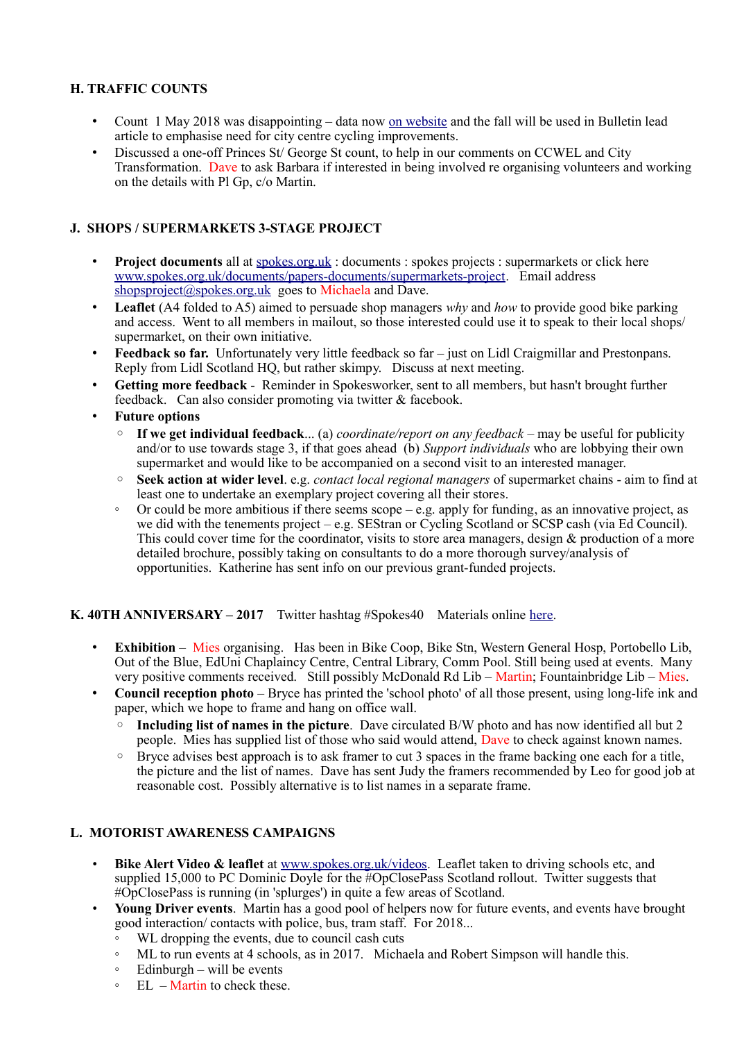### H. TRAFFIC COUNTS

- Count 1 May 2018 was disappointing – data now on website and the fall will be used in Bulletin lead article to emphasise need for city centre cycling improvements.
- Discussed a one-off Princes St/ George St count, to help in our comments on CCWEL and City Transformation. Dave to ask Barbara if interested in being involved re organising volunteers and working on the details with Pl Gp, c/o Martin.

### J. SHOPS / SUPERMARKETS 3-STAGE PROJECT

- **Project documents** all at spokes.org.uk : documents : spokes projects : supermarkets or click here www.spokes.org.uk/documents/papers-documents/supermarkets-project. Email address shopsproject@spokes.org.uk goes to Michaela and Dave.
- **Leaflet** (A4 folded to A5) aimed to persuade shop managers *why* and *how* to provide good bike parking and access. Went to all members in mailout, so those interested could use it to speak to their local shops/ supermarket, on their own initiative.
- **Feedback so far.** Unfortunately very little feedback so far – just on Lidl Craigmillar and Prestonpans. Reply from Lidl Scotland HQ, but rather skimpy. Discuss at next meeting.
- **Getting more feedback** - Reminder in Spokesworker, sent to all members, but hasn't brought further feedback. Can also consider promoting via twitter & facebook.
- **Future options**
  - **If we get individual feedback**... (a) *coordinate/report on any feedback* – may be useful for publicity and/or to use towards stage 3, if that goes ahead (b) *Support individuals* who are lobbying their own supermarket and would like to be accompanied on a second visit to an interested manager.
  - **Seek action at wider level**. e.g. *contact local regional managers* of supermarket chains - aim to find at least one to undertake an exemplary project covering all their stores.
  - Or could be more ambitious if there seems scope – e.g. apply for funding, as an innovative project, as we did with the tenements project – e.g. SEStran or Cycling Scotland or SCSP cash (via Ed Council). This could cover time for the coordinator, visits to store area managers, design & production of a more detailed brochure, possibly taking on consultants to do a more thorough survey/analysis of opportunities. Katherine has sent info on our previous grant-funded projects.

### K. 40TH ANNIVERSARY – 2017 Twitter hashtag #Spokes40 Materials online here.

- **Exhibition** – Mies organising. Has been in Bike Coop, Bike Stn, Western General Hosp, Portobello Lib, Out of the Blue, EdUni Chaplaincy Centre, Central Library, Comm Pool. Still being used at events. Many very positive comments received. Still possibly McDonald Rd Lib – Martin; Fountainbridge Lib – Mies.
- **Council reception photo** – Bryce has printed the 'school photo' of all those present, using long-life ink and paper, which we hope to frame and hang on office wall.
  - **Including list of names in the picture**. Dave circulated B/W photo and has now identified all but 2 people. Mies has supplied list of those who said would attend, Dave to check against known names.
  - Bryce advises best approach is to ask framer to cut 3 spaces in the frame backing one each for a title, the picture and the list of names. Dave has sent Judy the framers recommended by Leo for good job at reasonable cost. Possibly alternative is to list names in a separate frame.

### L. MOTORIST AWARENESS CAMPAIGNS

- **Bike Alert Video & leaflet** at www.spokes.org.uk/videos. Leaflet taken to driving schools etc, and supplied 15,000 to PC Dominic Doyle for the #OpClosePass Scotland rollout. Twitter suggests that #OpClosePass is running (in 'splurges') in quite a few areas of Scotland.
- **Young Driver events**. Martin has a good pool of helpers now for future events, and events have brought good interaction/ contacts with police, bus, tram staff. For 2018...
  - WL dropping the events, due to council cash cuts
  - ML to run events at 4 schools, as in 2017. Michaela and Robert Simpson will handle this.
  - Edinburgh – will be events
  - EL – Martin to check these.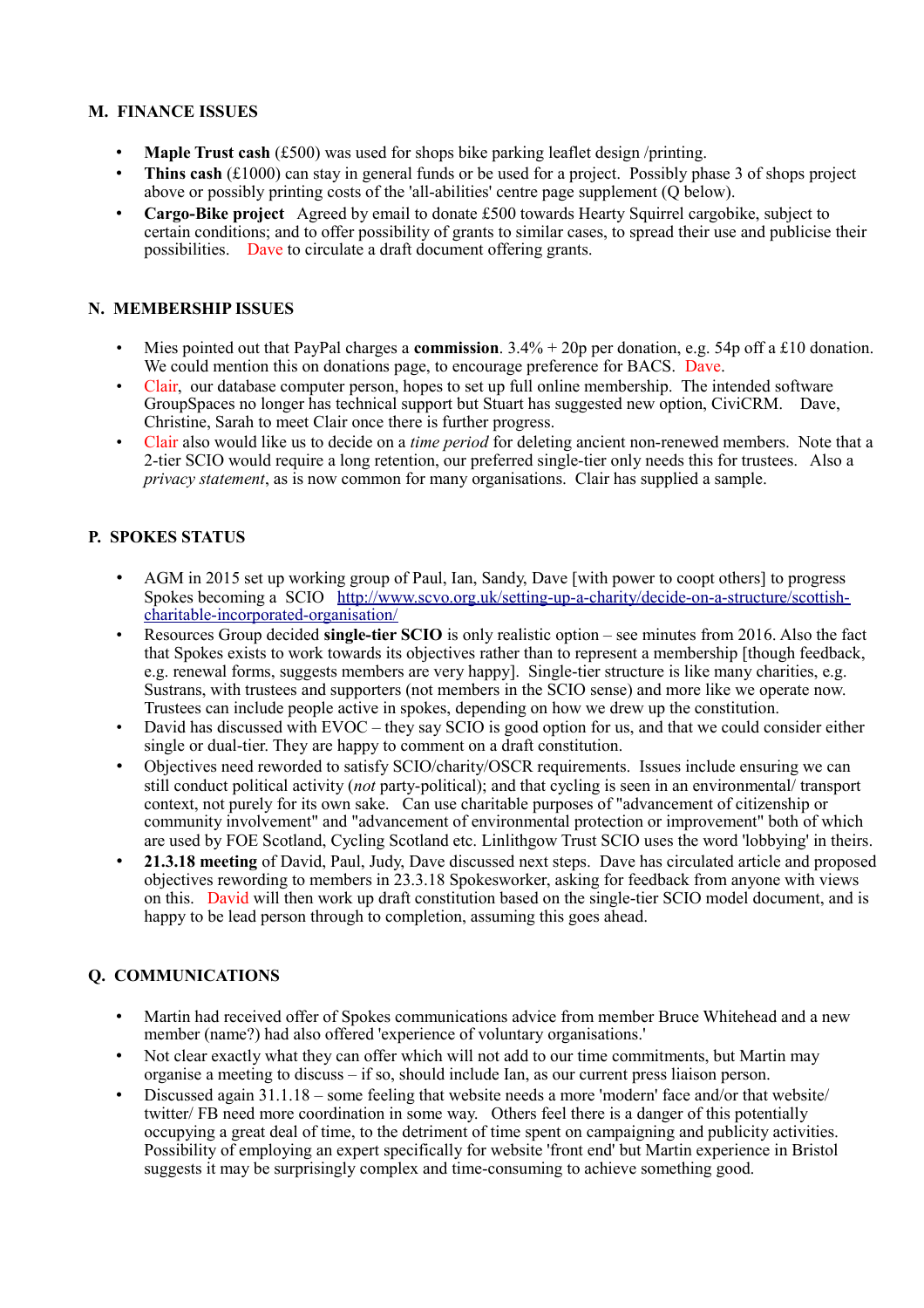## M. FINANCE ISSUES

- **Maple Trust cash** (£500) was used for shops bike parking leaflet design /printing.
- **Thins cash** (£1000) can stay in general funds or be used for a project. Possibly phase 3 of shops project above or possibly printing costs of the 'all-abilities' centre page supplement (Q below).
- **Cargo-Bike project** Agreed by email to donate £500 towards Hearty Squirrel cargobike, subject to certain conditions; and to offer possibility of grants to similar cases, to spread their use and publicise their possibilities. Dave to circulate a draft document offering grants.

## N. MEMBERSHIP ISSUES

- Mies pointed out that PayPal charges a **commission**. 3.4% + 20p per donation, e.g. 54p off a £10 donation. We could mention this on donations page, to encourage preference for BACS. Dave.
- Clair, our database computer person, hopes to set up full online membership. The intended software GroupSpaces no longer has technical support but Stuart has suggested new option, CiviCRM. Dave, Christine, Sarah to meet Clair once there is further progress.
- Clair also would like us to decide on a *time period* for deleting ancient non-renewed members. Note that a 2-tier SCIO would require a long retention, our preferred single-tier only needs this for trustees. Also a *privacy statement*, as is now common for many organisations. Clair has supplied a sample.

## P. SPOKES STATUS

- AGM in 2015 set up working group of Paul, Ian, Sandy, Dave [with power to coopt others] to progress Spokes becoming a SCIO [http://www.scvo.org.uk/setting-up-a-charity/decide-on-a-structure/scottish-charitable-incorporated-organisation/](http://www.scvo.org.uk/setting-up-a-charity/decide-on-a-structure/scottish-charitable-incorporated-organisation/)
- Resources Group decided **single-tier SCIO** is only realistic option – see minutes from 2016. Also the fact that Spokes exists to work towards its objectives rather than to represent a membership [though feedback, e.g. renewal forms, suggests members are very happy]. Single-tier structure is like many charities, e.g. Sustrans, with trustees and supporters (not members in the SCIO sense) and more like we operate now. Trustees can include people active in spokes, depending on how we drew up the constitution.
- David has discussed with EVOC – they say SCIO is good option for us, and that we could consider either single or dual-tier. They are happy to comment on a draft constitution.
- Objectives need reworded to satisfy SCIO/charity/OSCR requirements. Issues include ensuring we can still conduct political activity (*not* party-political); and that cycling is seen in an environmental/ transport context, not purely for its own sake. Can use charitable purposes of "advancement of citizenship or community involvement" and "advancement of environmental protection or improvement" both of which are used by FOE Scotland, Cycling Scotland etc. Linlithgow Trust SCIO uses the word 'lobbying' in theirs.
- **21.3.18 meeting** of David, Paul, Judy, Dave discussed next steps. Dave has circulated article and proposed objectives rewording to members in 23.3.18 Spokesworker, asking for feedback from anyone with views on this. David will then work up draft constitution based on the single-tier SCIO model document, and is happy to be lead person through to completion, assuming this goes ahead.

## Q. COMMUNICATIONS

- Martin had received offer of Spokes communications advice from member Bruce Whitehead and a new member (name?) had also offered 'experience of voluntary organisations.'
- Not clear exactly what they can offer which will not add to our time commitments, but Martin may organise a meeting to discuss – if so, should include Ian, as our current press liaison person.
- Discussed again 31.1.18 – some feeling that website needs a more 'modern' face and/or that website/ twitter/ FB need more coordination in some way. Others feel there is a danger of this potentially occupying a great deal of time, to the detriment of time spent on campaigning and publicity activities. Possibility of employing an expert specifically for website 'front end' but Martin experience in Bristol suggests it may be surprisingly complex and time-consuming to achieve something good.